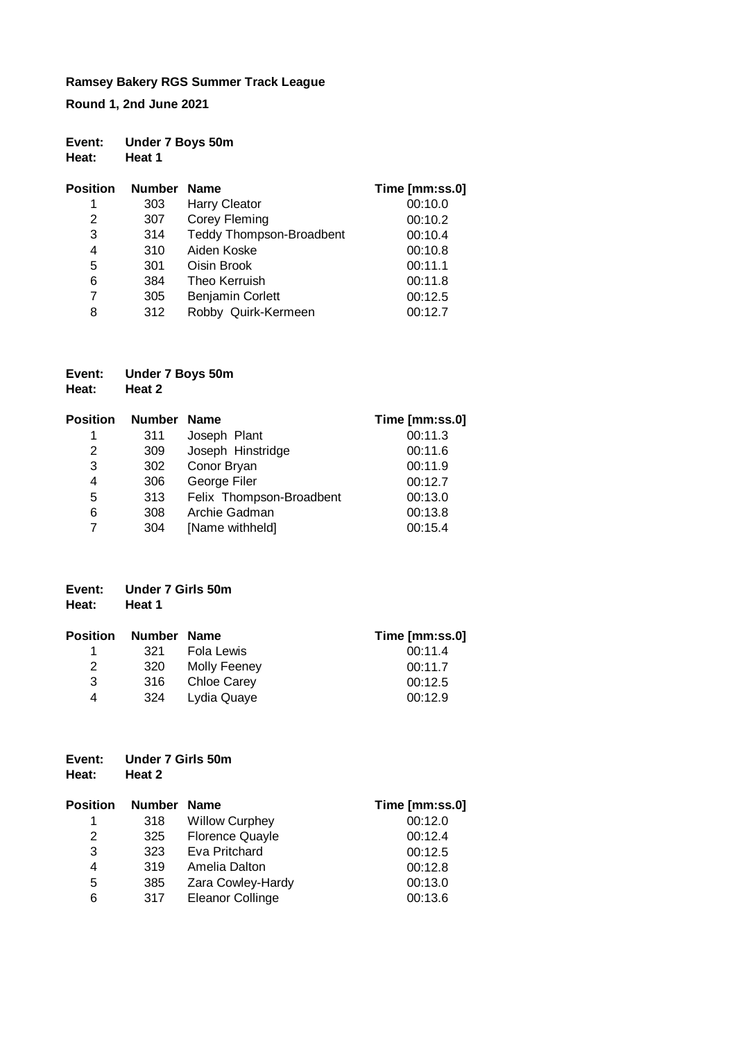**Ramsey Bakery RGS Summer Track League**

**Round 1, 2nd June 2021**

**Event:** **Under 7 Boys 50m**
**Heat:** **Heat 1**

| Position | Number | Name | Time [mm:ss.0] |
|---|---|---|---|
| 1 | 303 | Harry Cleator | 00:10.0 |
| 2 | 307 | Corey Fleming | 00:10.2 |
| 3 | 314 | Teddy Thompson-Broadbent | 00:10.4 |
| 4 | 310 | Aiden Koske | 00:10.8 |
| 5 | 301 | Oisin Brook | 00:11.1 |
| 6 | 384 | Theo Kerruish | 00:11.8 |
| 7 | 305 | Benjamin Corlett | 00:12.5 |
| 8 | 312 | Robby Quirk-Kermeen | 00:12.7 |

**Event:** **Under 7 Boys 50m**
**Heat:** **Heat 2**

| Position | Number | Name | Time [mm:ss.0] |
|---|---|---|---|
| 1 | 311 | Joseph Plant | 00:11.3 |
| 2 | 309 | Joseph Hinstridge | 00:11.6 |
| 3 | 302 | Conor Bryan | 00:11.9 |
| 4 | 306 | George Filer | 00:12.7 |
| 5 | 313 | Felix Thompson-Broadbent | 00:13.0 |
| 6 | 308 | Archie Gadman | 00:13.8 |
| 7 | 304 | [Name withheld] | 00:15.4 |

**Event:** **Under 7 Girls 50m**
**Heat:** **Heat 1**

| Position | Number | Name | Time [mm:ss.0] |
|---|---|---|---|
| 1 | 321 | Fola Lewis | 00:11.4 |
| 2 | 320 | Molly Feeney | 00:11.7 |
| 3 | 316 | Chloe Carey | 00:12.5 |
| 4 | 324 | Lydia Quaye | 00:12.9 |

**Event:** **Under 7 Girls 50m**
**Heat:** **Heat 2**

| Position | Number | Name | Time [mm:ss.0] |
|---|---|---|---|
| 1 | 318 | Willow Curphey | 00:12.0 |
| 2 | 325 | Florence Quayle | 00:12.4 |
| 3 | 323 | Eva Pritchard | 00:12.5 |
| 4 | 319 | Amelia Dalton | 00:12.8 |
| 5 | 385 | Zara Cowley-Hardy | 00:13.0 |
| 6 | 317 | Eleanor Collinge | 00:13.6 |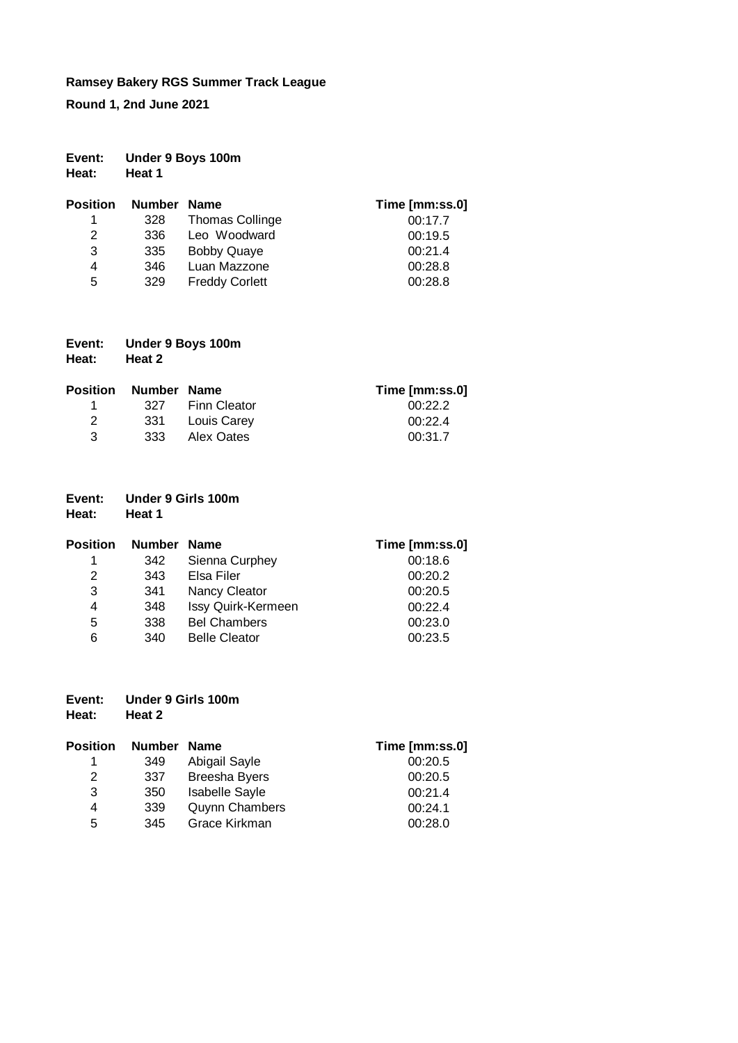**Ramsey Bakery RGS Summer Track League**

**Round 1, 2nd June 2021**

**Event:** **Under 9 Boys 100m**
**Heat:** **Heat 1**

| Position | Number | Name | Time [mm:ss.0] |
|---|---|---|---|
| 1 | 328 | Thomas Collinge | 00:17.7 |
| 2 | 336 | Leo  Woodward | 00:19.5 |
| 3 | 335 | Bobby Quaye | 00:21.4 |
| 4 | 346 | Luan Mazzone | 00:28.8 |
| 5 | 329 | Freddy Corlett | 00:28.8 |

**Event:** **Under 9 Boys 100m**
**Heat:** **Heat 2**

| Position | Number | Name | Time [mm:ss.0] |
|---|---|---|---|
| 1 | 327 | Finn Cleator | 00:22.2 |
| 2 | 331 | Louis Carey | 00:22.4 |
| 3 | 333 | Alex Oates | 00:31.7 |

**Event:** **Under 9 Girls 100m**
**Heat:** **Heat 1**

| Position | Number | Name | Time [mm:ss.0] |
|---|---|---|---|
| 1 | 342 | Sienna Curphey | 00:18.6 |
| 2 | 343 | Elsa Filer | 00:20.2 |
| 3 | 341 | Nancy Cleator | 00:20.5 |
| 4 | 348 | Issy Quirk-Kermeen | 00:22.4 |
| 5 | 338 | Bel Chambers | 00:23.0 |
| 6 | 340 | Belle Cleator | 00:23.5 |

**Event:** **Under 9 Girls 100m**
**Heat:** **Heat 2**

| Position | Number | Name | Time [mm:ss.0] |
|---|---|---|---|
| 1 | 349 | Abigail Sayle | 00:20.5 |
| 2 | 337 | Breesha Byers | 00:20.5 |
| 3 | 350 | Isabelle Sayle | 00:21.4 |
| 4 | 339 | Quynn Chambers | 00:24.1 |
| 5 | 345 | Grace Kirkman | 00:28.0 |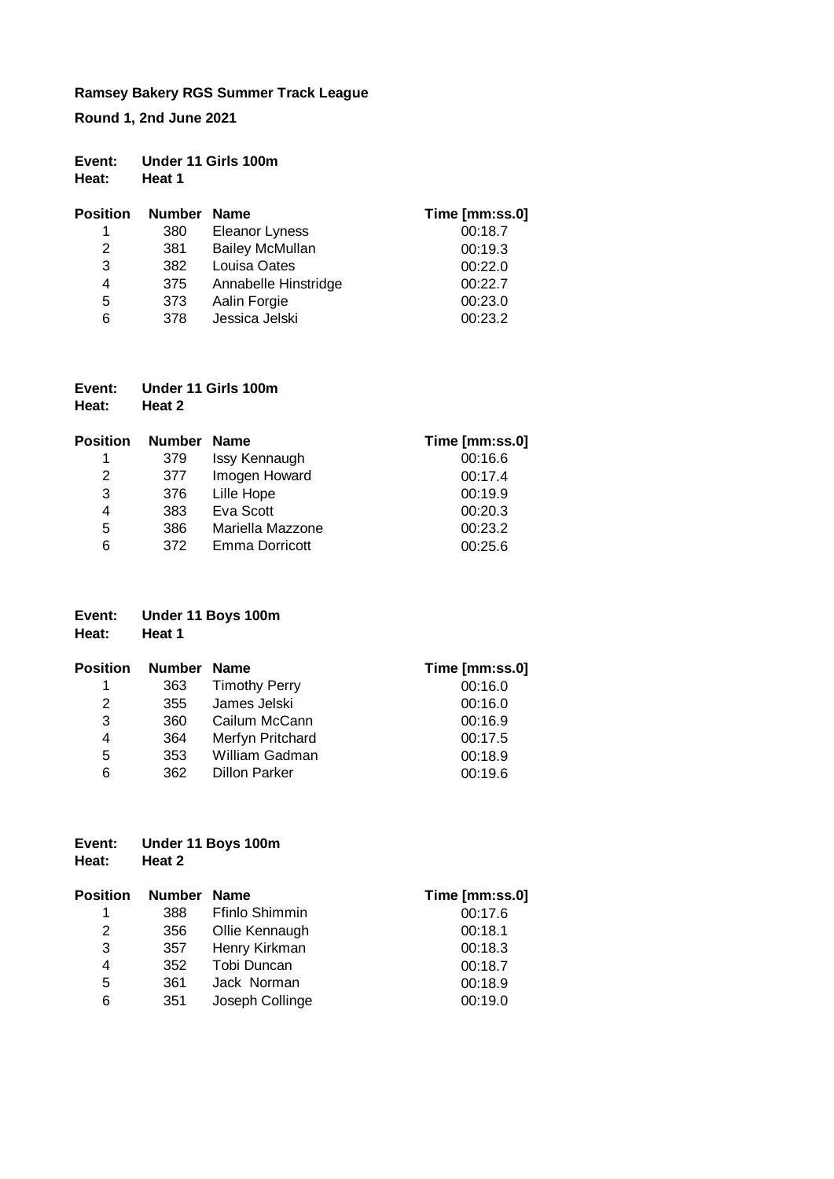**Ramsey Bakery RGS Summer Track League**

**Round 1, 2nd June 2021**

**Event:** Under 11 Girls 100m
**Heat:** Heat 1

| Position | Number | Name | Time [mm:ss.0] |
|---|---|---|---|
| 1 | 380 | Eleanor Lyness | 00:18.7 |
| 2 | 381 | Bailey McMullan | 00:19.3 |
| 3 | 382 | Louisa Oates | 00:22.0 |
| 4 | 375 | Annabelle Hinstridge | 00:22.7 |
| 5 | 373 | Aalin Forgie | 00:23.0 |
| 6 | 378 | Jessica Jelski | 00:23.2 |

**Event:** Under 11 Girls 100m
**Heat:** Heat 2

| Position | Number | Name | Time [mm:ss.0] |
|---|---|---|---|
| 1 | 379 | Issy Kennaugh | 00:16.6 |
| 2 | 377 | Imogen Howard | 00:17.4 |
| 3 | 376 | Lille Hope | 00:19.9 |
| 4 | 383 | Eva Scott | 00:20.3 |
| 5 | 386 | Mariella Mazzone | 00:23.2 |
| 6 | 372 | Emma Dorricott | 00:25.6 |

**Event:** Under 11 Boys 100m
**Heat:** Heat 1

| Position | Number | Name | Time [mm:ss.0] |
|---|---|---|---|
| 1 | 363 | Timothy Perry | 00:16.0 |
| 2 | 355 | James Jelski | 00:16.0 |
| 3 | 360 | Cailum McCann | 00:16.9 |
| 4 | 364 | Merfyn Pritchard | 00:17.5 |
| 5 | 353 | William Gadman | 00:18.9 |
| 6 | 362 | Dillon Parker | 00:19.6 |

**Event:** Under 11 Boys 100m
**Heat:** Heat 2

| Position | Number | Name | Time [mm:ss.0] |
|---|---|---|---|
| 1 | 388 | Ffinlo Shimmin | 00:17.6 |
| 2 | 356 | Ollie Kennaugh | 00:18.1 |
| 3 | 357 | Henry Kirkman | 00:18.3 |
| 4 | 352 | Tobi Duncan | 00:18.7 |
| 5 | 361 | Jack Norman | 00:18.9 |
| 6 | 351 | Joseph Collinge | 00:19.0 |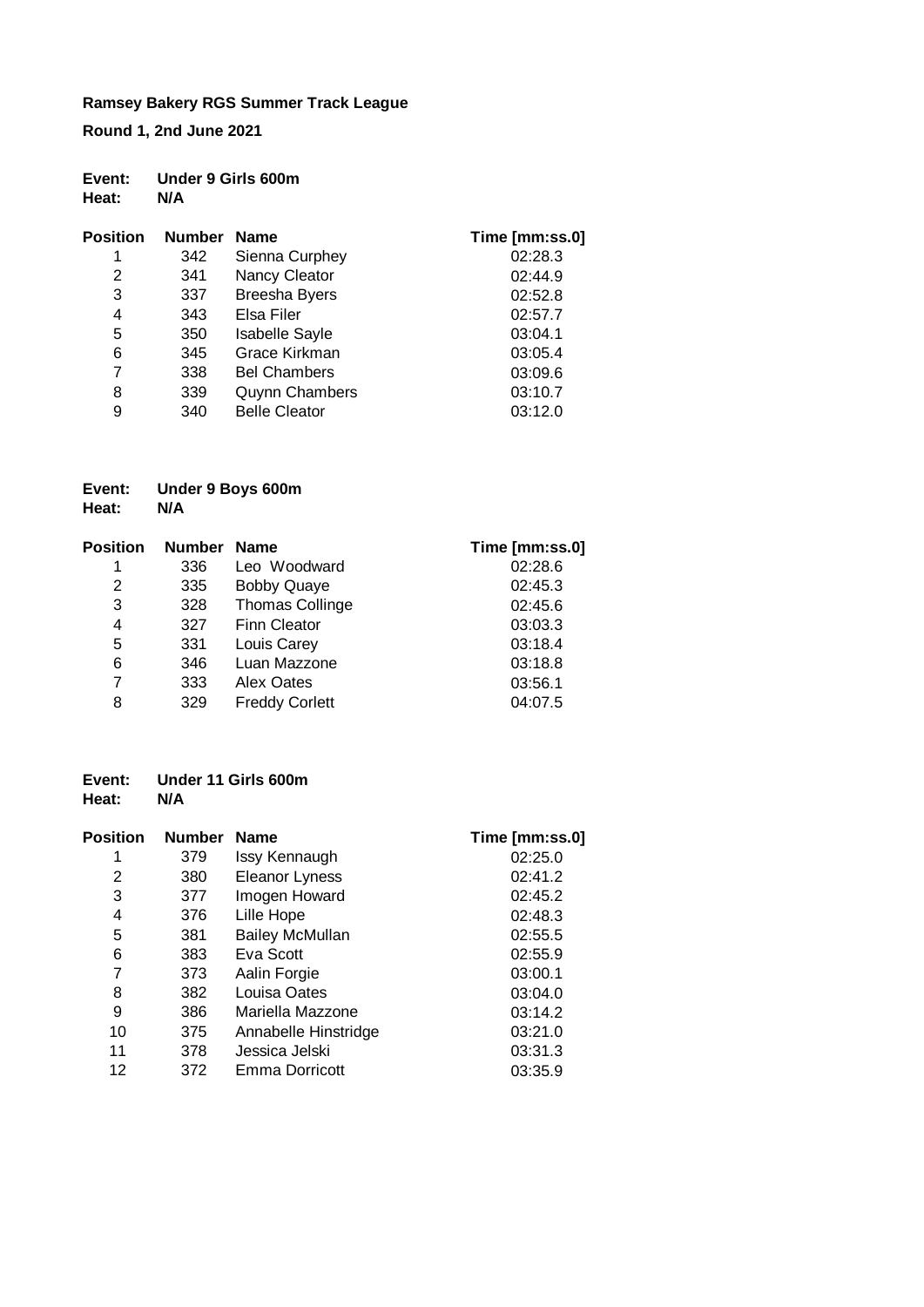**Ramsey Bakery RGS Summer Track League**

**Round 1, 2nd June 2021**

**Event:** **Under 9 Girls 600m**
**Heat:** **N/A**

| Position | Number | Name | Time [mm:ss.0] |
|---|---|---|---|
| 1 | 342 | Sienna Curphey | 02:28.3 |
| 2 | 341 | Nancy Cleator | 02:44.9 |
| 3 | 337 | Breesha Byers | 02:52.8 |
| 4 | 343 | Elsa Filer | 02:57.7 |
| 5 | 350 | Isabelle Sayle | 03:04.1 |
| 6 | 345 | Grace Kirkman | 03:05.4 |
| 7 | 338 | Bel Chambers | 03:09.6 |
| 8 | 339 | Quynn Chambers | 03:10.7 |
| 9 | 340 | Belle Cleator | 03:12.0 |

**Event:** **Under 9 Boys 600m**
**Heat:** **N/A**

| Position | Number | Name | Time [mm:ss.0] |
|---|---|---|---|
| 1 | 336 | Leo Woodward | 02:28.6 |
| 2 | 335 | Bobby Quaye | 02:45.3 |
| 3 | 328 | Thomas Collinge | 02:45.6 |
| 4 | 327 | Finn Cleator | 03:03.3 |
| 5 | 331 | Louis Carey | 03:18.4 |
| 6 | 346 | Luan Mazzone | 03:18.8 |
| 7 | 333 | Alex Oates | 03:56.1 |
| 8 | 329 | Freddy Corlett | 04:07.5 |

**Event:** **Under 11 Girls 600m**
**Heat:** **N/A**

| Position | Number | Name | Time [mm:ss.0] |
|---|---|---|---|
| 1 | 379 | Issy Kennaugh | 02:25.0 |
| 2 | 380 | Eleanor Lyness | 02:41.2 |
| 3 | 377 | Imogen Howard | 02:45.2 |
| 4 | 376 | Lille Hope | 02:48.3 |
| 5 | 381 | Bailey McMullan | 02:55.5 |
| 6 | 383 | Eva Scott | 02:55.9 |
| 7 | 373 | Aalin Forgie | 03:00.1 |
| 8 | 382 | Louisa Oates | 03:04.0 |
| 9 | 386 | Mariella Mazzone | 03:14.2 |
| 10 | 375 | Annabelle Hinstridge | 03:21.0 |
| 11 | 378 | Jessica Jelski | 03:31.3 |
| 12 | 372 | Emma Dorricott | 03:35.9 |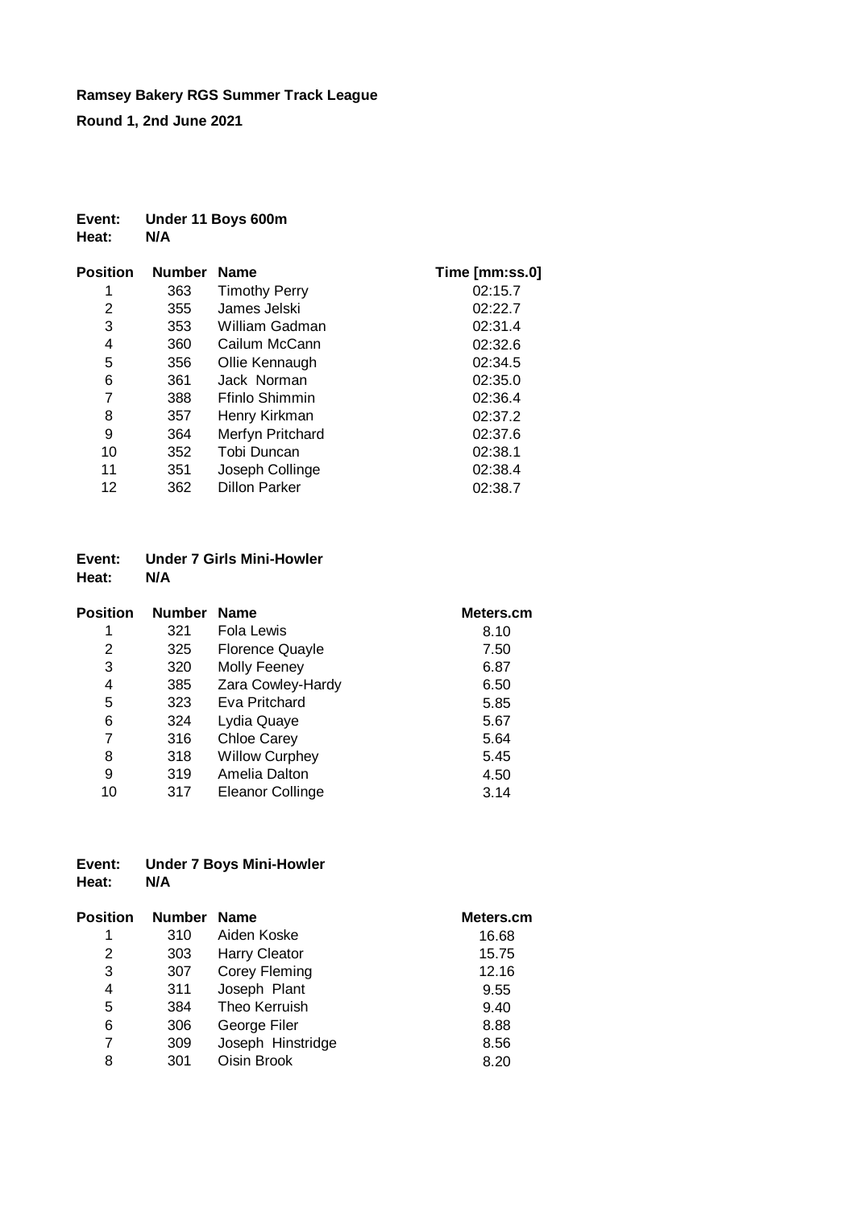**Ramsey Bakery RGS Summer Track League**

**Round 1, 2nd June 2021**

**Event:** **Under 11 Boys 600m**
**Heat:** **N/A**

| Position | Number | Name | Time [mm:ss.0] |
|---|---|---|---|
| 1 | 363 | Timothy Perry | 02:15.7 |
| 2 | 355 | James Jelski | 02:22.7 |
| 3 | 353 | William Gadman | 02:31.4 |
| 4 | 360 | Cailum McCann | 02:32.6 |
| 5 | 356 | Ollie Kennaugh | 02:34.5 |
| 6 | 361 | Jack  Norman | 02:35.0 |
| 7 | 388 | Ffinlo Shimmin | 02:36.4 |
| 8 | 357 | Henry Kirkman | 02:37.2 |
| 9 | 364 | Merfyn Pritchard | 02:37.6 |
| 10 | 352 | Tobi Duncan | 02:38.1 |
| 11 | 351 | Joseph Collinge | 02:38.4 |
| 12 | 362 | Dillon Parker | 02:38.7 |

**Event:** **Under 7 Girls Mini-Howler**
**Heat:** **N/A**

| Position | Number | Name | Meters.cm |
|---|---|---|---|
| 1 | 321 | Fola Lewis | 8.10 |
| 2 | 325 | Florence Quayle | 7.50 |
| 3 | 320 | Molly Feeney | 6.87 |
| 4 | 385 | Zara Cowley-Hardy | 6.50 |
| 5 | 323 | Eva Pritchard | 5.85 |
| 6 | 324 | Lydia Quaye | 5.67 |
| 7 | 316 | Chloe Carey | 5.64 |
| 8 | 318 | Willow Curphey | 5.45 |
| 9 | 319 | Amelia Dalton | 4.50 |
| 10 | 317 | Eleanor Collinge | 3.14 |

**Event:** **Under 7 Boys Mini-Howler**
**Heat:** **N/A**

| Position | Number | Name | Meters.cm |
|---|---|---|---|
| 1 | 310 | Aiden Koske | 16.68 |
| 2 | 303 | Harry Cleator | 15.75 |
| 3 | 307 | Corey Fleming | 12.16 |
| 4 | 311 | Joseph  Plant | 9.55 |
| 5 | 384 | Theo Kerruish | 9.40 |
| 6 | 306 | George Filer | 8.88 |
| 7 | 309 | Joseph  Hinstridge | 8.56 |
| 8 | 301 | Oisin Brook | 8.20 |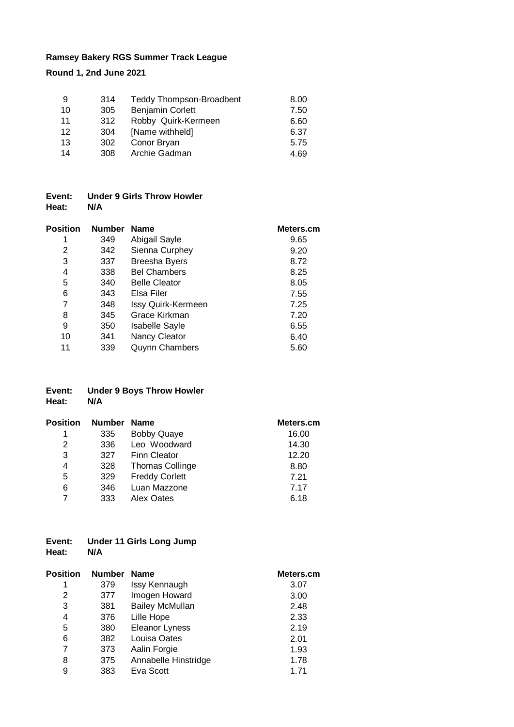**Ramsey Bakery RGS Summer Track League**

**Round 1, 2nd June 2021**

| | | | |
|---|---|---|---|
| 9 | 314 | Teddy Thompson-Broadbent | 8.00 |
| 10 | 305 | Benjamin Corlett | 7.50 |
| 11 | 312 | Robby Quirk-Kermeen | 6.60 |
| 12 | 304 | [Name withheld] | 6.37 |
| 13 | 302 | Conor Bryan | 5.75 |
| 14 | 308 | Archie Gadman | 4.69 |

**Event:** **Under 9 Girls Throw Howler**
**Heat:** **N/A**

| Position | Number | Name | Meters.cm |
|---|---|---|---|
| 1 | 349 | Abigail Sayle | 9.65 |
| 2 | 342 | Sienna Curphey | 9.20 |
| 3 | 337 | Breesha Byers | 8.72 |
| 4 | 338 | Bel Chambers | 8.25 |
| 5 | 340 | Belle Cleator | 8.05 |
| 6 | 343 | Elsa Filer | 7.55 |
| 7 | 348 | Issy Quirk-Kermeen | 7.25 |
| 8 | 345 | Grace Kirkman | 7.20 |
| 9 | 350 | Isabelle Sayle | 6.55 |
| 10 | 341 | Nancy Cleator | 6.40 |
| 11 | 339 | Quynn Chambers | 5.60 |

**Event:** **Under 9 Boys Throw Howler**
**Heat:** **N/A**

| Position | Number | Name | Meters.cm |
|---|---|---|---|
| 1 | 335 | Bobby Quaye | 16.00 |
| 2 | 336 | Leo Woodward | 14.30 |
| 3 | 327 | Finn Cleator | 12.20 |
| 4 | 328 | Thomas Collinge | 8.80 |
| 5 | 329 | Freddy Corlett | 7.21 |
| 6 | 346 | Luan Mazzone | 7.17 |
| 7 | 333 | Alex Oates | 6.18 |

**Event:** **Under 11 Girls Long Jump**
**Heat:** **N/A**

| Position | Number | Name | Meters.cm |
|---|---|---|---|
| 1 | 379 | Issy Kennaugh | 3.07 |
| 2 | 377 | Imogen Howard | 3.00 |
| 3 | 381 | Bailey McMullan | 2.48 |
| 4 | 376 | Lille Hope | 2.33 |
| 5 | 380 | Eleanor Lyness | 2.19 |
| 6 | 382 | Louisa Oates | 2.01 |
| 7 | 373 | Aalin Forgie | 1.93 |
| 8 | 375 | Annabelle Hinstridge | 1.78 |
| 9 | 383 | Eva Scott | 1.71 |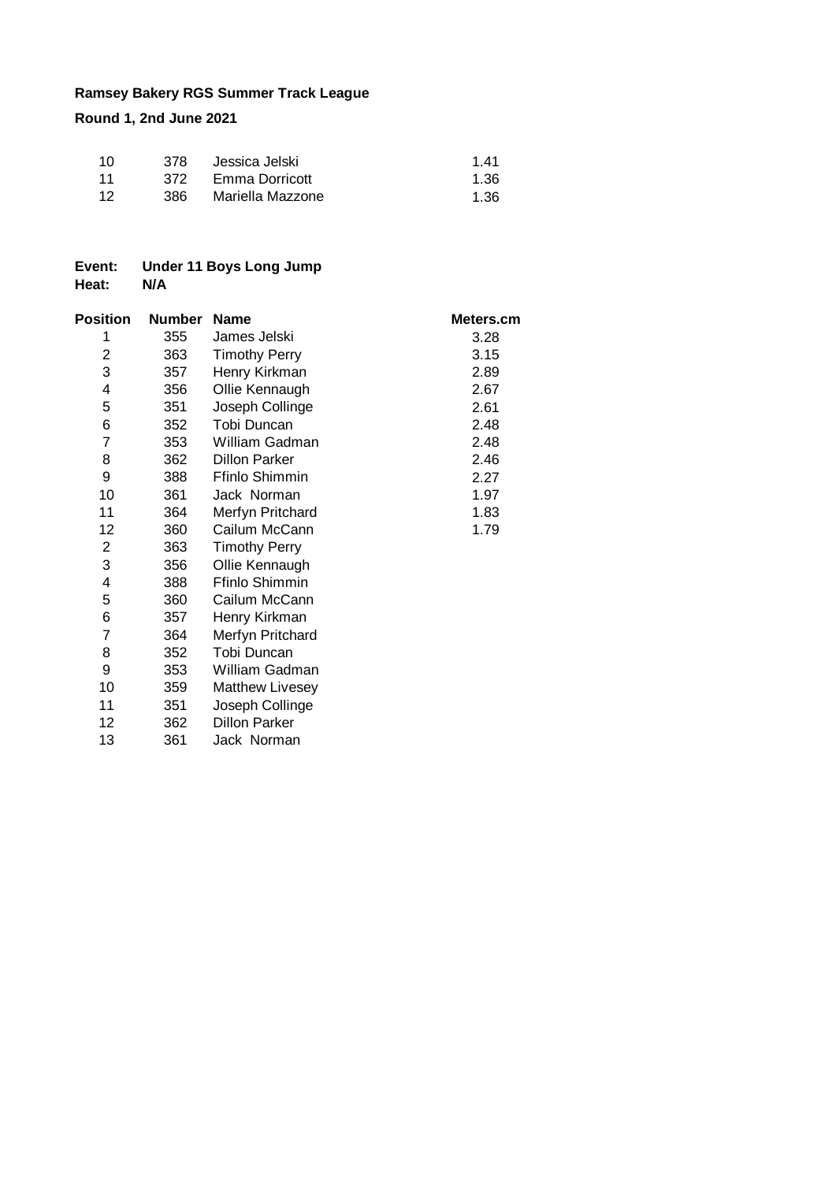**Ramsey Bakery RGS Summer Track League**

**Round 1, 2nd June 2021**

| | | | |
|---|---|---|---|
| 10 | 378 | Jessica Jelski | 1.41 |
| 11 | 372 | Emma Dorricott | 1.36 |
| 12 | 386 | Mariella Mazzone | 1.36 |

**Event:** **Under 11 Boys Long Jump**
**Heat:** **N/A**

| Position | Number | Name | Meters.cm |
|---|---|---|---|
| 1 | 355 | James Jelski | 3.28 |
| 2 | 363 | Timothy Perry | 3.15 |
| 3 | 357 | Henry Kirkman | 2.89 |
| 4 | 356 | Ollie Kennaugh | 2.67 |
| 5 | 351 | Joseph Collinge | 2.61 |
| 6 | 352 | Tobi Duncan | 2.48 |
| 7 | 353 | William Gadman | 2.48 |
| 8 | 362 | Dillon Parker | 2.46 |
| 9 | 388 | Ffinlo Shimmin | 2.27 |
| 10 | 361 | Jack Norman | 1.97 |
| 11 | 364 | Merfyn Pritchard | 1.83 |
| 12 | 360 | Cailum McCann | 1.79 |
| 2 | 363 | Timothy Perry | |
| 3 | 356 | Ollie Kennaugh | |
| 4 | 388 | Ffinlo Shimmin | |
| 5 | 360 | Cailum McCann | |
| 6 | 357 | Henry Kirkman | |
| 7 | 364 | Merfyn Pritchard | |
| 8 | 352 | Tobi Duncan | |
| 9 | 353 | William Gadman | |
| 10 | 359 | Matthew Livesey | |
| 11 | 351 | Joseph Collinge | |
| 12 | 362 | Dillon Parker | |
| 13 | 361 | Jack Norman | |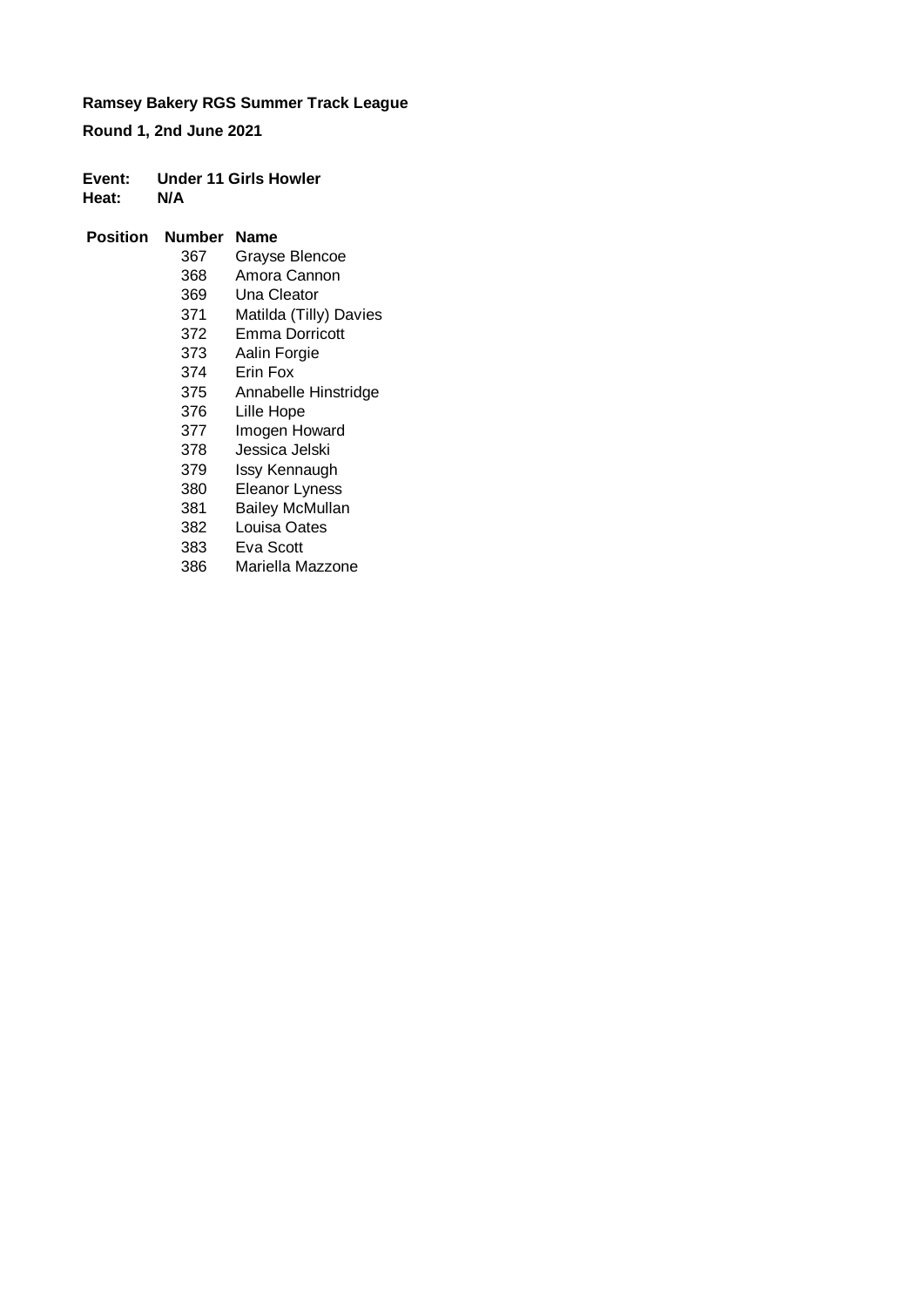**Ramsey Bakery RGS Summer Track League**

**Round 1, 2nd June 2021**

**Event:** **Under 11 Girls Howler**
**Heat:** **N/A**

| Position | Number | Name |
|---|---|---|
| | 367 | Grayse Blencoe |
| | 368 | Amora Cannon |
| | 369 | Una Cleator |
| | 371 | Matilda (Tilly) Davies |
| | 372 | Emma Dorricott |
| | 373 | Aalin Forgie |
| | 374 | Erin Fox |
| | 375 | Annabelle Hinstridge |
| | 376 | Lille Hope |
| | 377 | Imogen Howard |
| | 378 | Jessica Jelski |
| | 379 | Issy Kennaugh |
| | 380 | Eleanor Lyness |
| | 381 | Bailey McMullan |
| | 382 | Louisa Oates |
| | 383 | Eva Scott |
| | 386 | Mariella Mazzone |